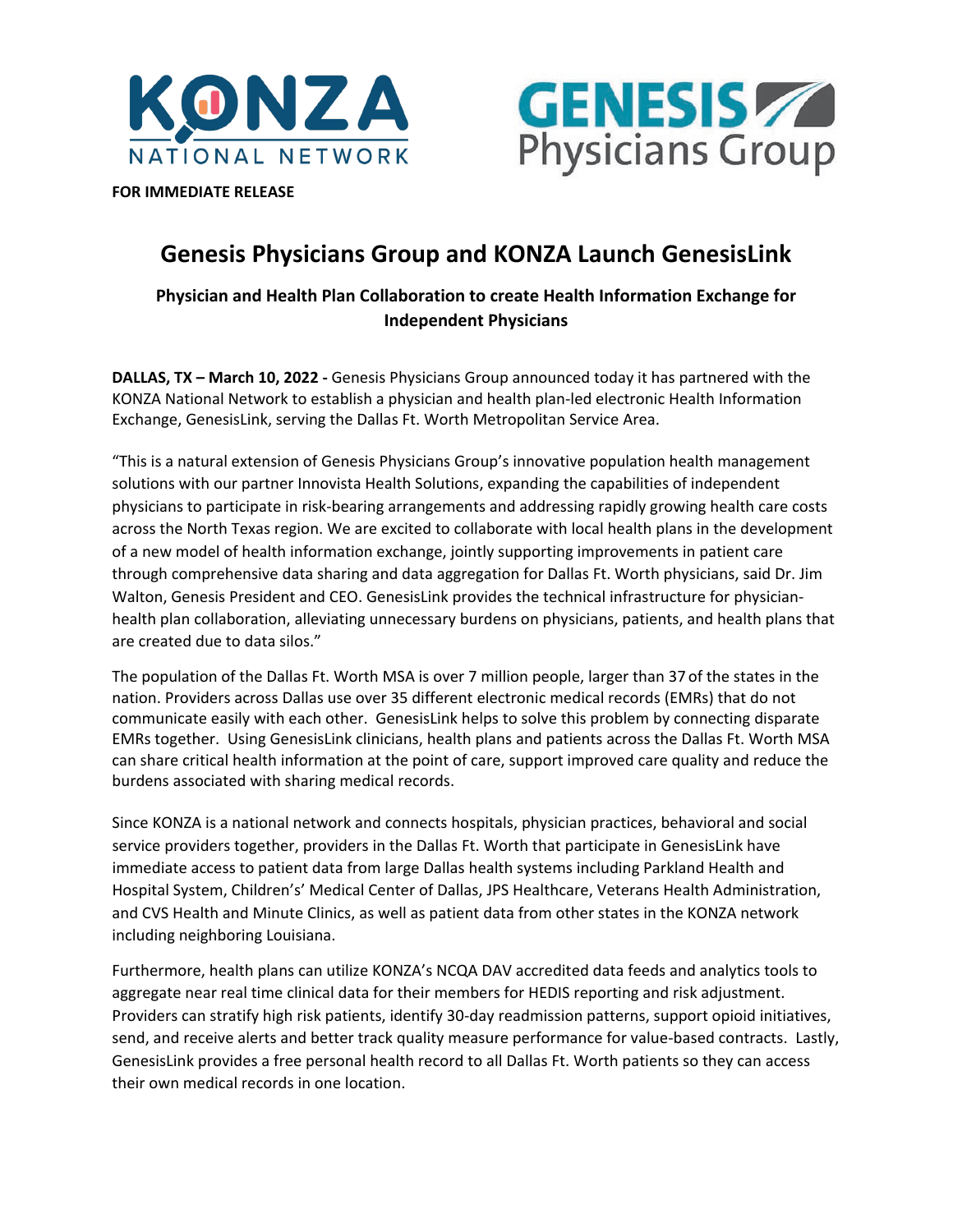**FOR IMMEDIATE RELEASE**

# Genesis Physicians Group and KONZA Launch GenesisLink

### Physician and Health Plan Collaboration to create Health Information Exchange for Independent Physicians

**DALLAS, TX – March 10, 2022 -** Genesis Physicians Group announced today it has partnered with the KONZA National Network to establish a physician and health plan-led electronic Health Information Exchange, GenesisLink, serving the Dallas Ft. Worth Metropolitan Service Area.

"This is a natural extension of Genesis Physicians Group's innovative population health management solutions with our partner Innovista Health Solutions, expanding the capabilities of independent physicians to participate in risk-bearing arrangements and addressing rapidly growing health care costs across the North Texas region. We are excited to collaborate with local health plans in the development of a new model of health information exchange, jointly supporting improvements in patient care through comprehensive data sharing and data aggregation for Dallas Ft. Worth physicians, said Dr. Jim Walton, Genesis President and CEO. GenesisLink provides the technical infrastructure for physician-health plan collaboration, alleviating unnecessary burdens on physicians, patients, and health plans that are created due to data silos."

The population of the Dallas Ft. Worth MSA is over 7 million people, larger than 37 of the states in the nation. Providers across Dallas use over 35 different electronic medical records (EMRs) that do not communicate easily with each other. GenesisLink helps to solve this problem by connecting disparate EMRs together. Using GenesisLink clinicians, health plans and patients across the Dallas Ft. Worth MSA can share critical health information at the point of care, support improved care quality and reduce the burdens associated with sharing medical records.

Since KONZA is a national network and connects hospitals, physician practices, behavioral and social service providers together, providers in the Dallas Ft. Worth that participate in GenesisLink have immediate access to patient data from large Dallas health systems including Parkland Health and Hospital System, Children's' Medical Center of Dallas, JPS Healthcare, Veterans Health Administration, and CVS Health and Minute Clinics, as well as patient data from other states in the KONZA network including neighboring Louisiana.

Furthermore, health plans can utilize KONZA's NCQA DAV accredited data feeds and analytics tools to aggregate near real time clinical data for their members for HEDIS reporting and risk adjustment. Providers can stratify high risk patients, identify 30-day readmission patterns, support opioid initiatives, send, and receive alerts and better track quality measure performance for value-based contracts. Lastly, GenesisLink provides a free personal health record to all Dallas Ft. Worth patients so they can access their own medical records in one location.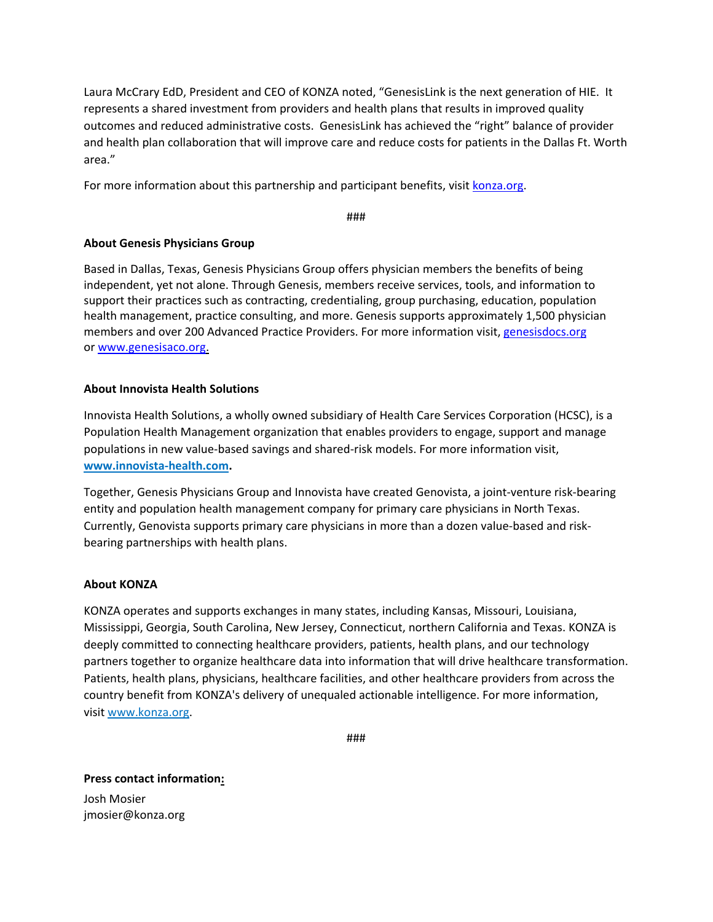Laura McCrary EdD, President and CEO of KONZA noted, "GenesisLink is the next generation of HIE. It represents a shared investment from providers and health plans that results in improved quality outcomes and reduced administrative costs. GenesisLink has achieved the "right" balance of provider and health plan collaboration that will improve care and reduce costs for patients in the Dallas Ft. Worth area."

For more information about this partnership and participant benefits, visit [konza.org](konza.org).

###

**About Genesis Physicians Group**

Based in Dallas, Texas, Genesis Physicians Group offers physician members the benefits of being independent, yet not alone. Through Genesis, members receive services, tools, and information to support their practices such as contracting, credentialing, group purchasing, education, population health management, practice consulting, and more. Genesis supports approximately 1,500 physician members and over 200 Advanced Practice Providers. For more information visit, [genesisdocs.org](genesisdocs.org) or [www.genesisaco.org.](www.genesisaco.org)

**About Innovista Health Solutions**

Innovista Health Solutions, a wholly owned subsidiary of Health Care Services Corporation (HCSC), is a Population Health Management organization that enables providers to engage, support and manage populations in new value-based savings and shared-risk models. For more information visit, **[www.innovista-health.com](www.innovista-health.com).**

Together, Genesis Physicians Group and Innovista have created Genovista, a joint-venture risk-bearing entity and population health management company for primary care physicians in North Texas. Currently, Genovista supports primary care physicians in more than a dozen value-based and risk-bearing partnerships with health plans.

**About KONZA**

KONZA operates and supports exchanges in many states, including Kansas, Missouri, Louisiana, Mississippi, Georgia, South Carolina, New Jersey, Connecticut, northern California and Texas. KONZA is deeply committed to connecting healthcare providers, patients, health plans, and our technology partners together to organize healthcare data into information that will drive healthcare transformation. Patients, health plans, physicians, healthcare facilities, and other healthcare providers from across the country benefit from KONZA's delivery of unequaled actionable intelligence. For more information, visit [www.konza.org](www.konza.org).

###

**Press contact information:**

Josh Mosier
jmosier@konza.org